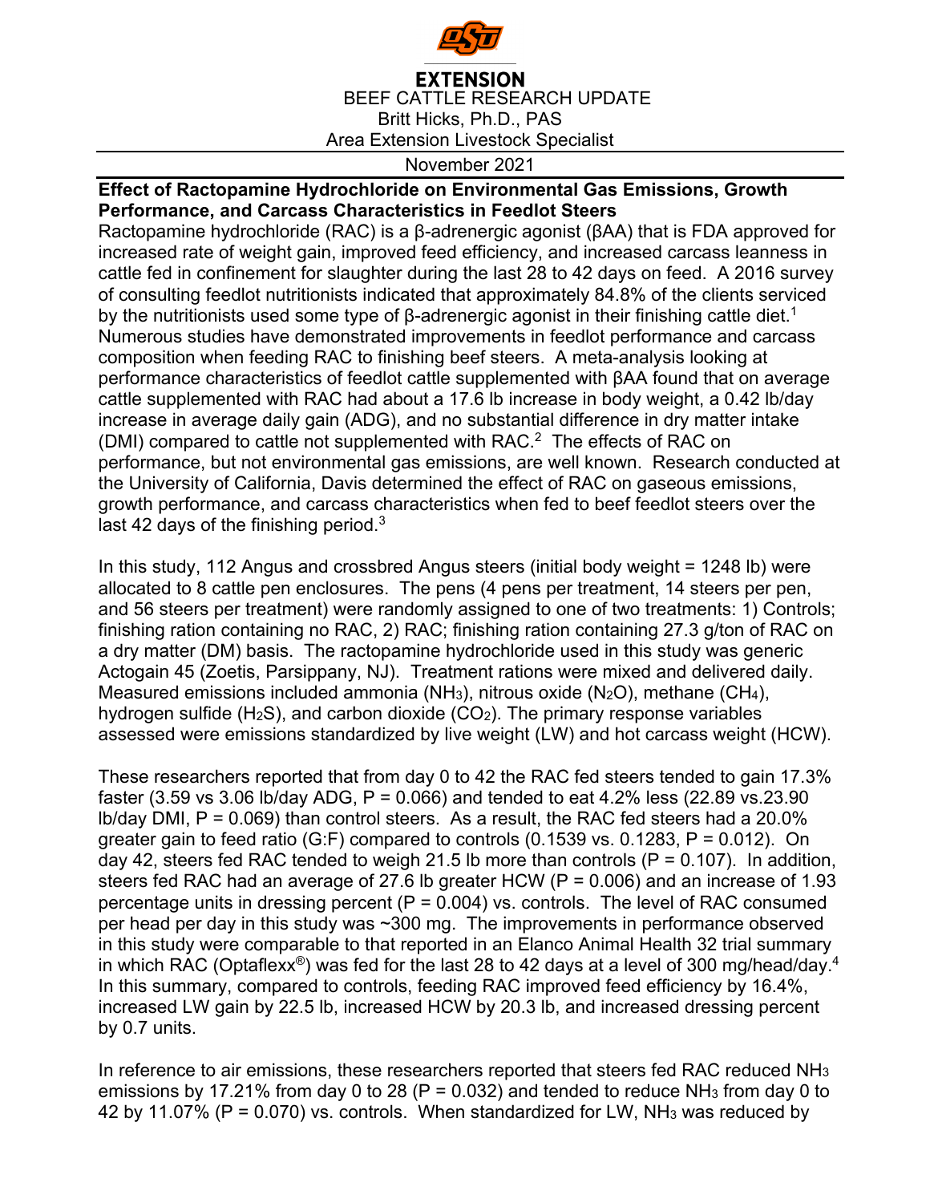**EXTENSION**

BEEF CATTLE RESEARCH UPDATE
Britt Hicks, Ph.D., PAS
Area Extension Livestock Specialist

November 2021

**Effect of Ractopamine Hydrochloride on Environmental Gas Emissions, Growth Performance, and Carcass Characteristics in Feedlot Steers**

Ractopamine hydrochloride (RAC) is a β-adrenergic agonist (βAA) that is FDA approved for increased rate of weight gain, improved feed efficiency, and increased carcass leanness in cattle fed in confinement for slaughter during the last 28 to 42 days on feed. A 2016 survey of consulting feedlot nutritionists indicated that approximately 84.8% of the clients serviced by the nutritionists used some type of β-adrenergic agonist in their finishing cattle diet.[1] Numerous studies have demonstrated improvements in feedlot performance and carcass composition when feeding RAC to finishing beef steers. A meta-analysis looking at performance characteristics of feedlot cattle supplemented with βAA found that on average cattle supplemented with RAC had about a 17.6 lb increase in body weight, a 0.42 lb/day increase in average daily gain (ADG), and no substantial difference in dry matter intake (DMI) compared to cattle not supplemented with RAC.[2] The effects of RAC on performance, but not environmental gas emissions, are well known. Research conducted at the University of California, Davis determined the effect of RAC on gaseous emissions, growth performance, and carcass characteristics when fed to beef feedlot steers over the last 42 days of the finishing period.[3]

In this study, 112 Angus and crossbred Angus steers (initial body weight = 1248 lb) were allocated to 8 cattle pen enclosures. The pens (4 pens per treatment, 14 steers per pen, and 56 steers per treatment) were randomly assigned to one of two treatments: 1) Controls; finishing ration containing no RAC, 2) RAC; finishing ration containing 27.3 g/ton of RAC on a dry matter (DM) basis. The ractopamine hydrochloride used in this study was generic Actogain 45 (Zoetis, Parsippany, NJ). Treatment rations were mixed and delivered daily. Measured emissions included ammonia ($NH_3$), nitrous oxide ($N_2O$), methane ($CH_4$), hydrogen sulfide ($H_2S$), and carbon dioxide ($CO_2$). The primary response variables assessed were emissions standardized by live weight (LW) and hot carcass weight (HCW).

These researchers reported that from day 0 to 42 the RAC fed steers tended to gain 17.3% faster (3.59 vs 3.06 lb/day ADG, $P = 0.066$) and tended to eat 4.2% less (22.89 vs.23.90 lb/day DMI, $P = 0.069$) than control steers. As a result, the RAC fed steers had a 20.0% greater gain to feed ratio (G:F) compared to controls (0.1539 vs. 0.1283, $P = 0.012$). On day 42, steers fed RAC tended to weigh 21.5 lb more than controls ($P = 0.107$). In addition, steers fed RAC had an average of 27.6 lb greater HCW ($P = 0.006$) and an increase of 1.93 percentage units in dressing percent ($P = 0.004$) vs. controls. The level of RAC consumed per head per day in this study was ~300 mg. The improvements in performance observed in this study were comparable to that reported in an Elanco Animal Health 32 trial summary in which RAC (Optaflexx®) was fed for the last 28 to 42 days at a level of 300 mg/head/day.[4] In this summary, compared to controls, feeding RAC improved feed efficiency by 16.4%, increased LW gain by 22.5 lb, increased HCW by 20.3 lb, and increased dressing percent by 0.7 units.

In reference to air emissions, these researchers reported that steers fed RAC reduced $NH_3$ emissions by 17.21% from day 0 to 28 ($P = 0.032$) and tended to reduce $NH_3$ from day 0 to 42 by 11.07% ($P = 0.070$) vs. controls. When standardized for LW, $NH_3$ was reduced by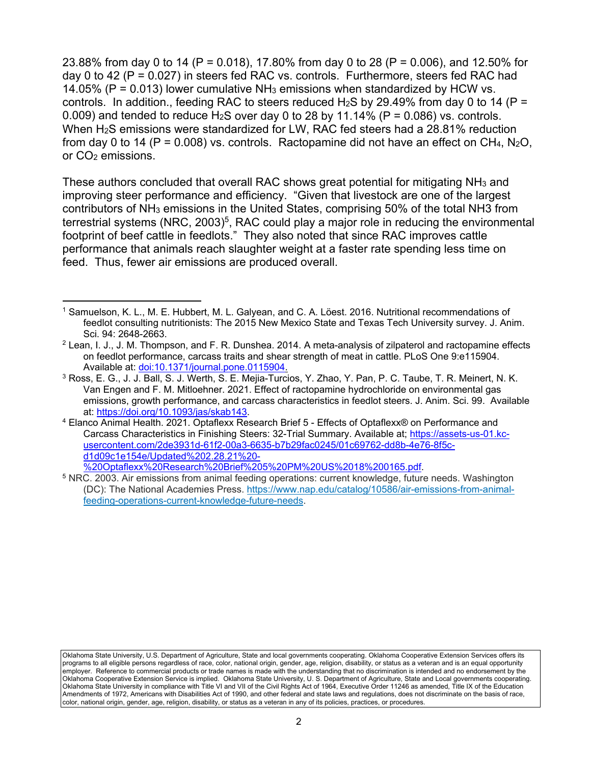23.88% from day 0 to 14 ($P = 0.018$), 17.80% from day 0 to 28 ($P = 0.006$), and 12.50% for day 0 to 42 ($P = 0.027$) in steers fed RAC vs. controls. Furthermore, steers fed RAC had 14.05% ($P = 0.013$) lower cumulative $NH_3$ emissions when standardized by HCW vs. controls. In addition., feeding RAC to steers reduced $H_2S$ by 29.49% from day 0 to 14 ($P = 0.009$) and tended to reduce $H_2S$ over day 0 to 28 by 11.14% ($P = 0.086$) vs. controls. When $H_2S$ emissions were standardized for LW, RAC fed steers had a 28.81% reduction from day 0 to 14 ($P = 0.008$) vs. controls. Ractopamine did not have an effect on $CH_4$, $N_2O$, or $CO_2$ emissions.

These authors concluded that overall RAC shows great potential for mitigating $NH_3$ and improving steer performance and efficiency. "Given that livestock are one of the largest contributors of $NH_3$ emissions in the United States, comprising 50% of the total NH3 from terrestrial systems (NRC, 2003)[5], RAC could play a major role in reducing the environmental footprint of beef cattle in feedlots." They also noted that since RAC improves cattle performance that animals reach slaughter weight at a faster rate spending less time on feed. Thus, fewer air emissions are produced overall.

---

[1] Samuelson, K. L., M. E. Hubbert, M. L. Galyean, and C. A. Löest. 2016. Nutritional recommendations of feedlot consulting nutritionists: The 2015 New Mexico State and Texas Tech University survey. J. Anim. Sci. 94: 2648-2663.

[2] Lean, I. J., J. M. Thompson, and F. R. Dunshea. 2014. A meta-analysis of zilpaterol and ractopamine effects on feedlot performance, carcass traits and shear strength of meat in cattle. PLoS One 9:e115904. Available at: doi:10.1371/journal.pone.0115904.

[3] Ross, E. G., J. J. Ball, S. J. Werth, S. E. Mejia-Turcios, Y. Zhao, Y. Pan, P. C. Taube, T. R. Meinert, N. K. Van Engen and F. M. Mitloehner. 2021. Effect of ractopamine hydrochloride on environmental gas emissions, growth performance, and carcass characteristics in feedlot steers. J. Anim. Sci. 99. Available at: https://doi.org/10.1093/jas/skab143.

[4] Elanco Animal Health. 2021. Optaflexx Research Brief 5 - Effects of Optaflexx® on Performance and Carcass Characteristics in Finishing Steers: 32-Trial Summary. Available at; https://assets-us-01.kc-usercontent.com/2de3931d-61f2-00a3-6635-b7b29fac0245/01c69762-dd8b-4e76-8f5c-d1d09c1e154e/Updated%202.28.21%20-%20Optaflexx%20Research%20Brief%205%20PM%20US%2018%200165.pdf.

[5] NRC. 2003. Air emissions from animal feeding operations: current knowledge, future needs. Washington (DC): The National Academies Press. https://www.nap.edu/catalog/10586/air-emissions-from-animal-feeding-operations-current-knowledge-future-needs.

Oklahoma State University, U.S. Department of Agriculture, State and local governments cooperating. Oklahoma Cooperative Extension Services offers its programs to all eligible persons regardless of race, color, national origin, gender, age, religion, disability, or status as a veteran and is an equal opportunity employer. Reference to commercial products or trade names is made with the understanding that no discrimination is intended and no endorsement by the Oklahoma Cooperative Extension Service is implied. Oklahoma State University, U. S. Department of Agriculture, State and Local governments cooperating. Oklahoma State University in compliance with Title VI and VII of the Civil Rights Act of 1964, Executive Order 11246 as amended, Title IX of the Education Amendments of 1972, Americans with Disabilities Act of 1990, and other federal and state laws and regulations, does not discriminate on the basis of race, color, national origin, gender, age, religion, disability, or status as a veteran in any of its policies, practices, or procedures.